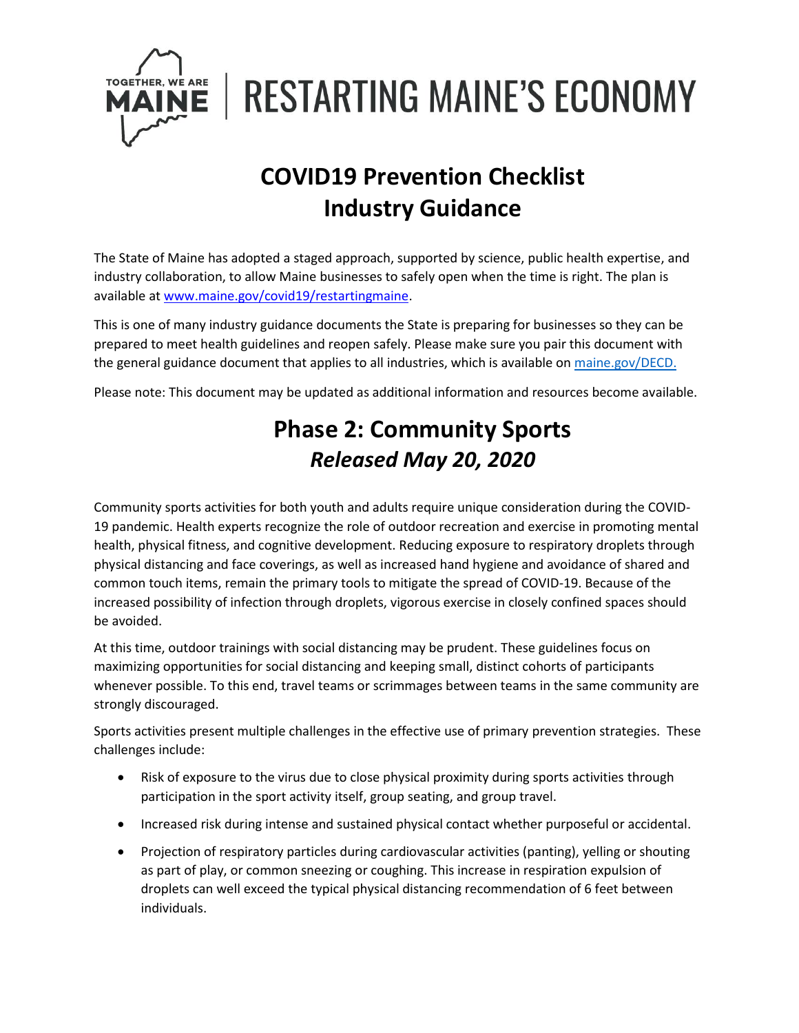TOGETHER, WE ARE MAINE | RESTARTING MAINE'S ECONOMY

# COVID19 Prevention Checklist Industry Guidance

The State of Maine has adopted a staged approach, supported by science, public health expertise, and industry collaboration, to allow Maine businesses to safely open when the time is right. The plan is available at [www.maine.gov/covid19/restartingmaine](http://www.maine.gov/covid19/restartingmaine).

This is one of many industry guidance documents the State is preparing for businesses so they can be prepared to meet health guidelines and reopen safely. Please make sure you pair this document with the general guidance document that applies to all industries, which is available on [maine.gov/DECD.](http://maine.gov/DECD)

Please note: This document may be updated as additional information and resources become available.

# Phase 2: Community Sports
## *Released May 20, 2020*

Community sports activities for both youth and adults require unique consideration during the COVID-19 pandemic. Health experts recognize the role of outdoor recreation and exercise in promoting mental health, physical fitness, and cognitive development. Reducing exposure to respiratory droplets through physical distancing and face coverings, as well as increased hand hygiene and avoidance of shared and common touch items, remain the primary tools to mitigate the spread of COVID-19. Because of the increased possibility of infection through droplets, vigorous exercise in closely confined spaces should be avoided.

At this time, outdoor trainings with social distancing may be prudent. These guidelines focus on maximizing opportunities for social distancing and keeping small, distinct cohorts of participants whenever possible. To this end, travel teams or scrimmages between teams in the same community are strongly discouraged.

Sports activities present multiple challenges in the effective use of primary prevention strategies. These challenges include:

- Risk of exposure to the virus due to close physical proximity during sports activities through participation in the sport activity itself, group seating, and group travel.
- Increased risk during intense and sustained physical contact whether purposeful or accidental.
- Projection of respiratory particles during cardiovascular activities (panting), yelling or shouting as part of play, or common sneezing or coughing. This increase in respiration expulsion of droplets can well exceed the typical physical distancing recommendation of 6 feet between individuals.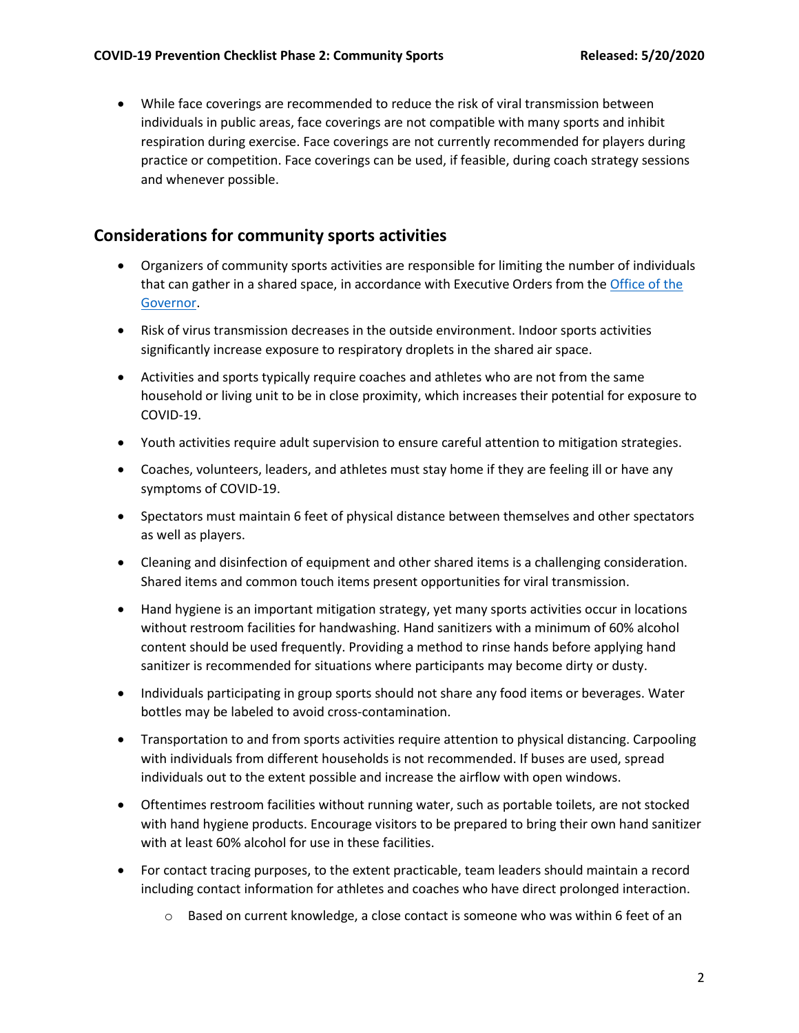- While face coverings are recommended to reduce the risk of viral transmission between individuals in public areas, face coverings are not compatible with many sports and inhibit respiration during exercise. Face coverings are not currently recommended for players during practice or competition. Face coverings can be used, if feasible, during coach strategy sessions and whenever possible.

## Considerations for community sports activities

- Organizers of community sports activities are responsible for limiting the number of individuals that can gather in a shared space, in accordance with Executive Orders from the [Office of the Governor](#).
- Risk of virus transmission decreases in the outside environment. Indoor sports activities significantly increase exposure to respiratory droplets in the shared air space.
- Activities and sports typically require coaches and athletes who are not from the same household or living unit to be in close proximity, which increases their potential for exposure to COVID-19.
- Youth activities require adult supervision to ensure careful attention to mitigation strategies.
- Coaches, volunteers, leaders, and athletes must stay home if they are feeling ill or have any symptoms of COVID-19.
- Spectators must maintain 6 feet of physical distance between themselves and other spectators as well as players.
- Cleaning and disinfection of equipment and other shared items is a challenging consideration. Shared items and common touch items present opportunities for viral transmission.
- Hand hygiene is an important mitigation strategy, yet many sports activities occur in locations without restroom facilities for handwashing. Hand sanitizers with a minimum of 60% alcohol content should be used frequently. Providing a method to rinse hands before applying hand sanitizer is recommended for situations where participants may become dirty or dusty.
- Individuals participating in group sports should not share any food items or beverages. Water bottles may be labeled to avoid cross-contamination.
- Transportation to and from sports activities require attention to physical distancing. Carpooling with individuals from different households is not recommended. If buses are used, spread individuals out to the extent possible and increase the airflow with open windows.
- Oftentimes restroom facilities without running water, such as portable toilets, are not stocked with hand hygiene products. Encourage visitors to be prepared to bring their own hand sanitizer with at least 60% alcohol for use in these facilities.
- For contact tracing purposes, to the extent practicable, team leaders should maintain a record including contact information for athletes and coaches who have direct prolonged interaction.
    - Based on current knowledge, a close contact is someone who was within 6 feet of an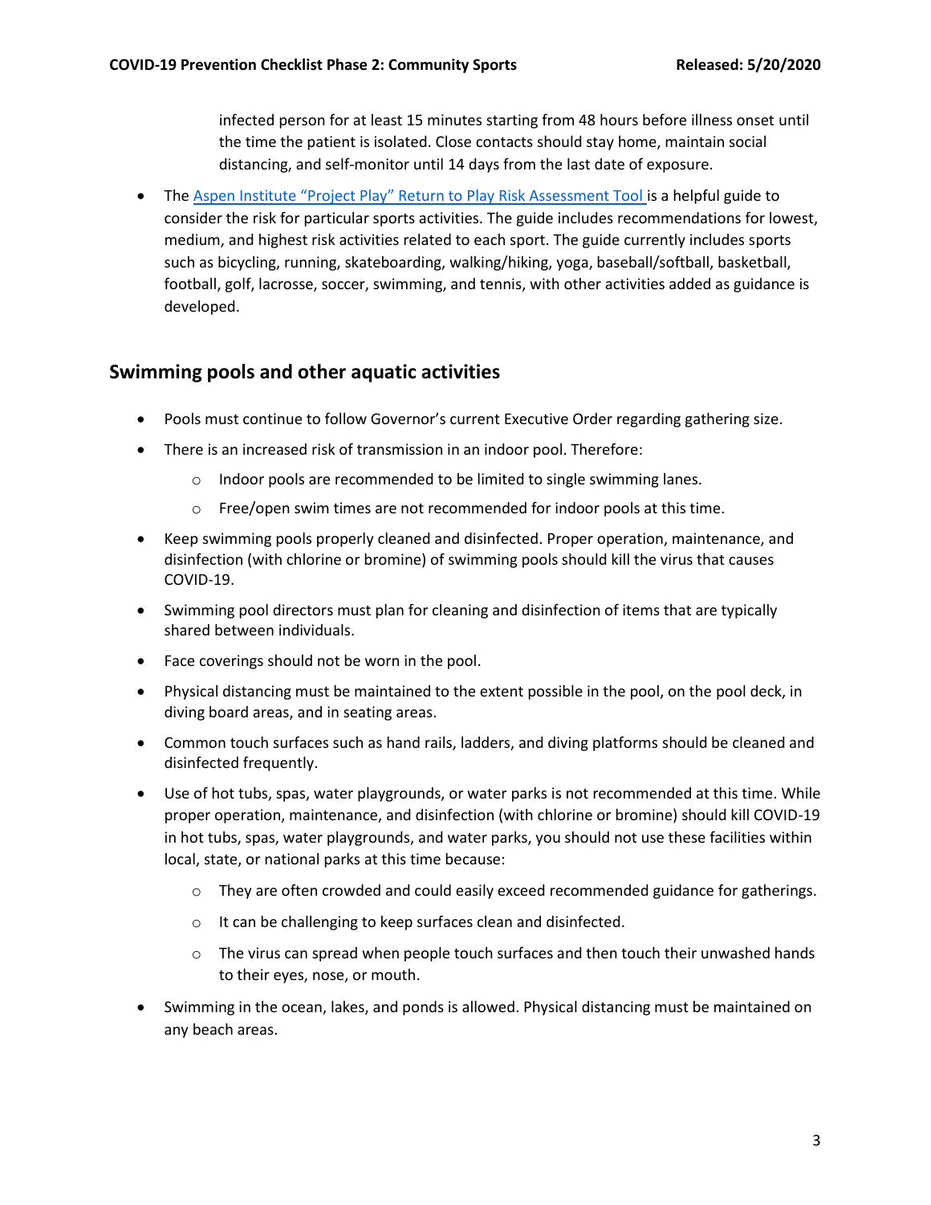infected person for at least 15 minutes starting from 48 hours before illness onset until the time the patient is isolated. Close contacts should stay home, maintain social distancing, and self-monitor until 14 days from the last date of exposure.

- The [Aspen Institute "Project Play" Return to Play Risk Assessment Tool](#) is a helpful guide to consider the risk for particular sports activities. The guide includes recommendations for lowest, medium, and highest risk activities related to each sport. The guide currently includes sports such as bicycling, running, skateboarding, walking/hiking, yoga, baseball/softball, basketball, football, golf, lacrosse, soccer, swimming, and tennis, with other activities added as guidance is developed.

## Swimming pools and other aquatic activities

- Pools must continue to follow Governor's current Executive Order regarding gathering size.
- There is an increased risk of transmission in an indoor pool. Therefore:
  - Indoor pools are recommended to be limited to single swimming lanes.
  - Free/open swim times are not recommended for indoor pools at this time.
- Keep swimming pools properly cleaned and disinfected. Proper operation, maintenance, and disinfection (with chlorine or bromine) of swimming pools should kill the virus that causes COVID-19.
- Swimming pool directors must plan for cleaning and disinfection of items that are typically shared between individuals.
- Face coverings should not be worn in the pool.
- Physical distancing must be maintained to the extent possible in the pool, on the pool deck, in diving board areas, and in seating areas.
- Common touch surfaces such as hand rails, ladders, and diving platforms should be cleaned and disinfected frequently.
- Use of hot tubs, spas, water playgrounds, or water parks is not recommended at this time. While proper operation, maintenance, and disinfection (with chlorine or bromine) should kill COVID-19 in hot tubs, spas, water playgrounds, and water parks, you should not use these facilities within local, state, or national parks at this time because:
  - They are often crowded and could easily exceed recommended guidance for gatherings.
  - It can be challenging to keep surfaces clean and disinfected.
  - The virus can spread when people touch surfaces and then touch their unwashed hands to their eyes, nose, or mouth.
- Swimming in the ocean, lakes, and ponds is allowed. Physical distancing must be maintained on any beach areas.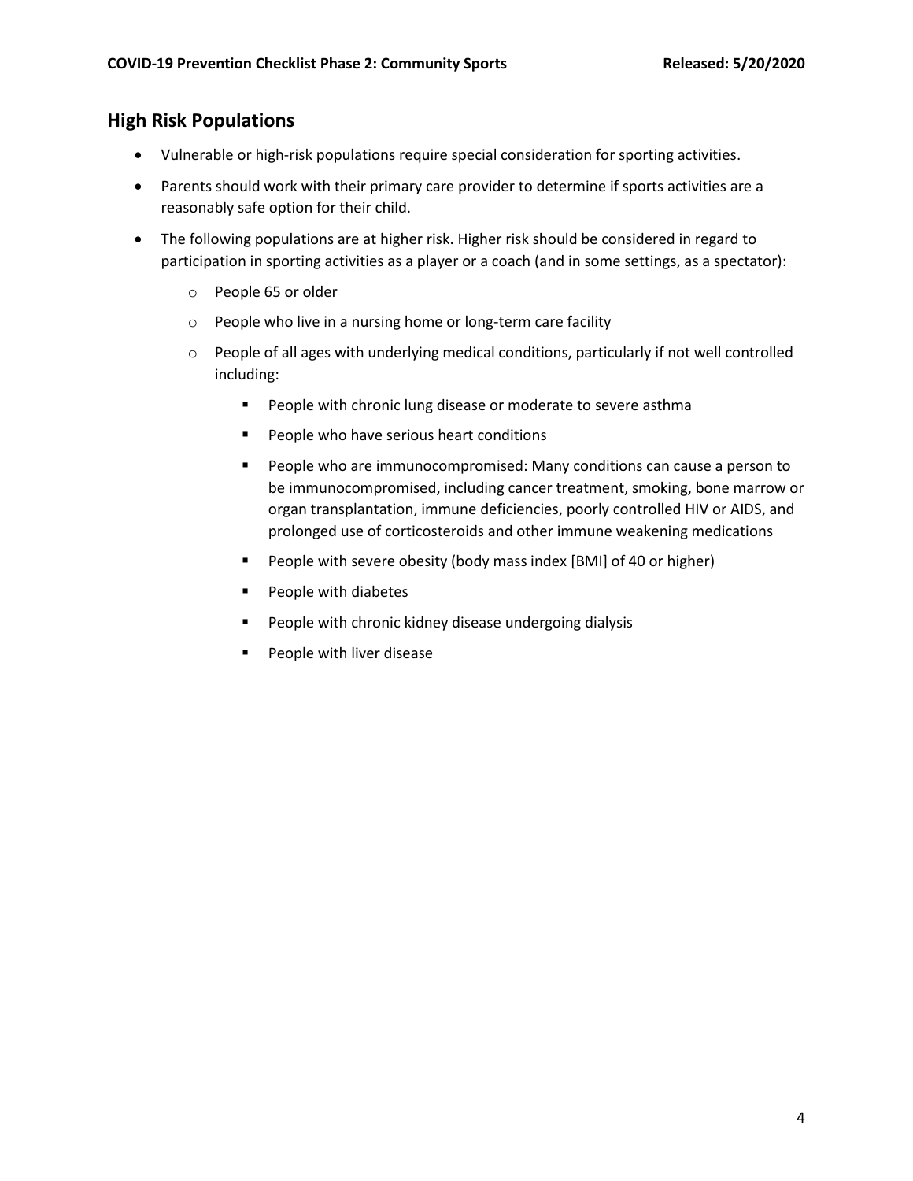## High Risk Populations

- Vulnerable or high-risk populations require special consideration for sporting activities.
- Parents should work with their primary care provider to determine if sports activities are a reasonably safe option for their child.
- The following populations are at higher risk. Higher risk should be considered in regard to participation in sporting activities as a player or a coach (and in some settings, as a spectator):
  - People 65 or older
  - People who live in a nursing home or long-term care facility
  - People of all ages with underlying medical conditions, particularly if not well controlled including:
    - People with chronic lung disease or moderate to severe asthma
    - People who have serious heart conditions
    - People who are immunocompromised: Many conditions can cause a person to be immunocompromised, including cancer treatment, smoking, bone marrow or organ transplantation, immune deficiencies, poorly controlled HIV or AIDS, and prolonged use of corticosteroids and other immune weakening medications
    - People with severe obesity (body mass index [BMI] of 40 or higher)
    - People with diabetes
    - People with chronic kidney disease undergoing dialysis
    - People with liver disease